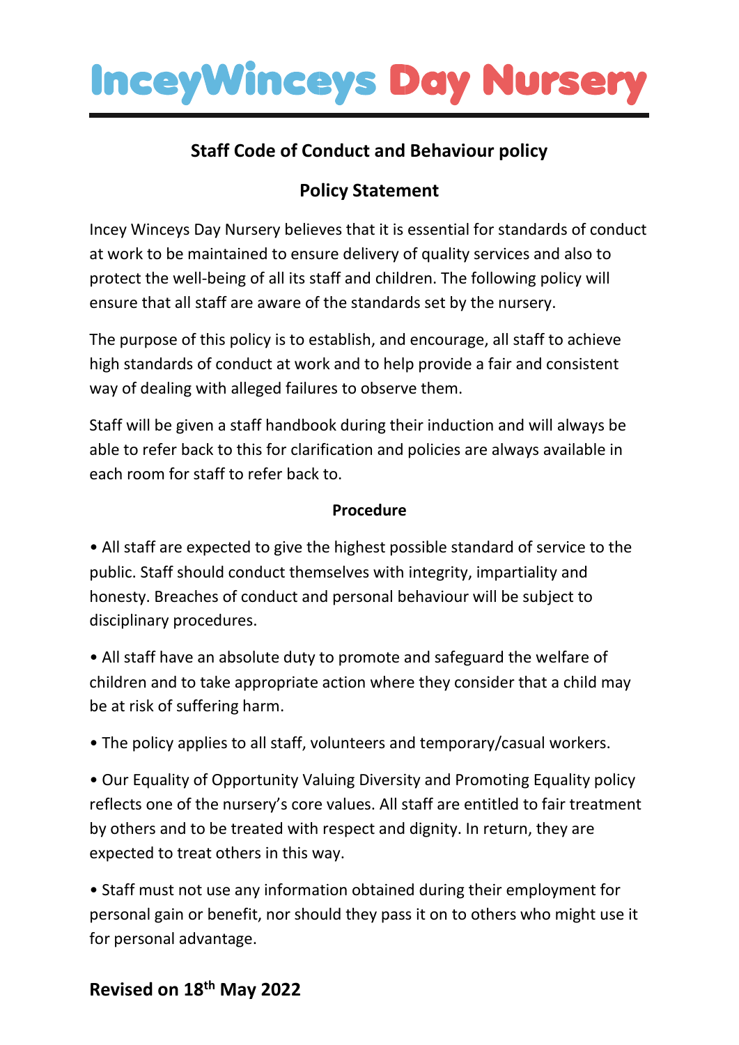# InceyWinceys Day Nursery

## Staff Code of Conduct and Behaviour policy

## Policy Statement

Incey Winceys Day Nursery believes that it is essential for standards of conduct at work to be maintained to ensure delivery of quality services and also to protect the well-being of all its staff and children. The following policy will ensure that all staff are aware of the standards set by the nursery.

The purpose of this policy is to establish, and encourage, all staff to achieve high standards of conduct at work and to help provide a fair and consistent way of dealing with alleged failures to observe them.

Staff will be given a staff handbook during their induction and will always be able to refer back to this for clarification and policies are always available in each room for staff to refer back to.

### Procedure

• All staff are expected to give the highest possible standard of service to the public. Staff should conduct themselves with integrity, impartiality and honesty. Breaches of conduct and personal behaviour will be subject to disciplinary procedures.

• All staff have an absolute duty to promote and safeguard the welfare of children and to take appropriate action where they consider that a child may be at risk of suffering harm.

• The policy applies to all staff, volunteers and temporary/casual workers.

• Our Equality of Opportunity Valuing Diversity and Promoting Equality policy reflects one of the nursery's core values. All staff are entitled to fair treatment by others and to be treated with respect and dignity. In return, they are expected to treat others in this way.

• Staff must not use any information obtained during their employment for personal gain or benefit, nor should they pass it on to others who might use it for personal advantage.

**Revised on 18th May 2022**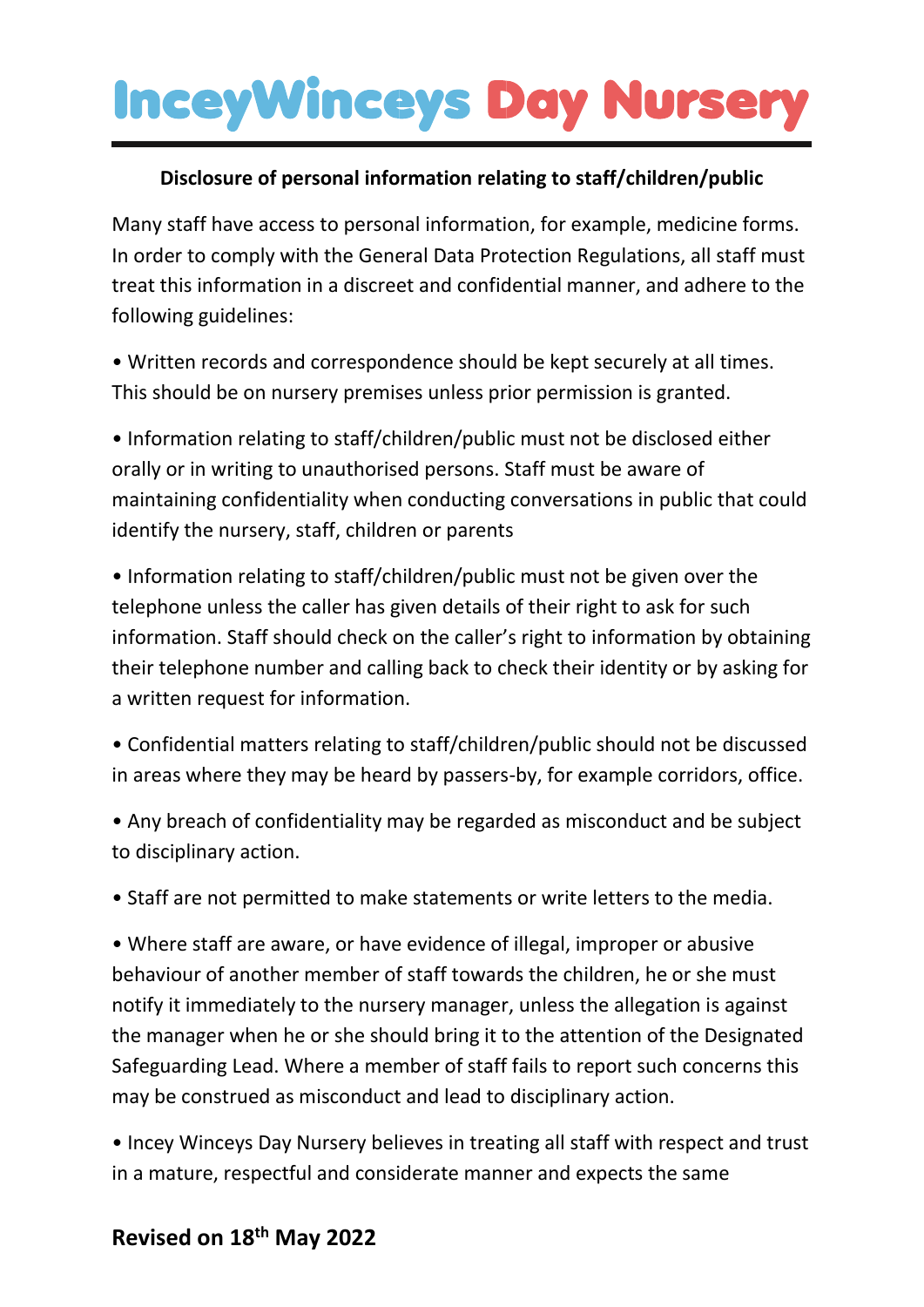# InceyWinceys Day Nursery

**Disclosure of personal information relating to staff/children/public**

Many staff have access to personal information, for example, medicine forms. In order to comply with the General Data Protection Regulations, all staff must treat this information in a discreet and confidential manner, and adhere to the following guidelines:

• Written records and correspondence should be kept securely at all times. This should be on nursery premises unless prior permission is granted.

• Information relating to staff/children/public must not be disclosed either orally or in writing to unauthorised persons. Staff must be aware of maintaining confidentiality when conducting conversations in public that could identify the nursery, staff, children or parents

• Information relating to staff/children/public must not be given over the telephone unless the caller has given details of their right to ask for such information. Staff should check on the caller's right to information by obtaining their telephone number and calling back to check their identity or by asking for a written request for information.

• Confidential matters relating to staff/children/public should not be discussed in areas where they may be heard by passers-by, for example corridors, office.

• Any breach of confidentiality may be regarded as misconduct and be subject to disciplinary action.

• Staff are not permitted to make statements or write letters to the media.

• Where staff are aware, or have evidence of illegal, improper or abusive behaviour of another member of staff towards the children, he or she must notify it immediately to the nursery manager, unless the allegation is against the manager when he or she should bring it to the attention of the Designated Safeguarding Lead. Where a member of staff fails to report such concerns this may be construed as misconduct and lead to disciplinary action.

• Incey Winceys Day Nursery believes in treating all staff with respect and trust in a mature, respectful and considerate manner and expects the same

**Revised on 18th May 2022**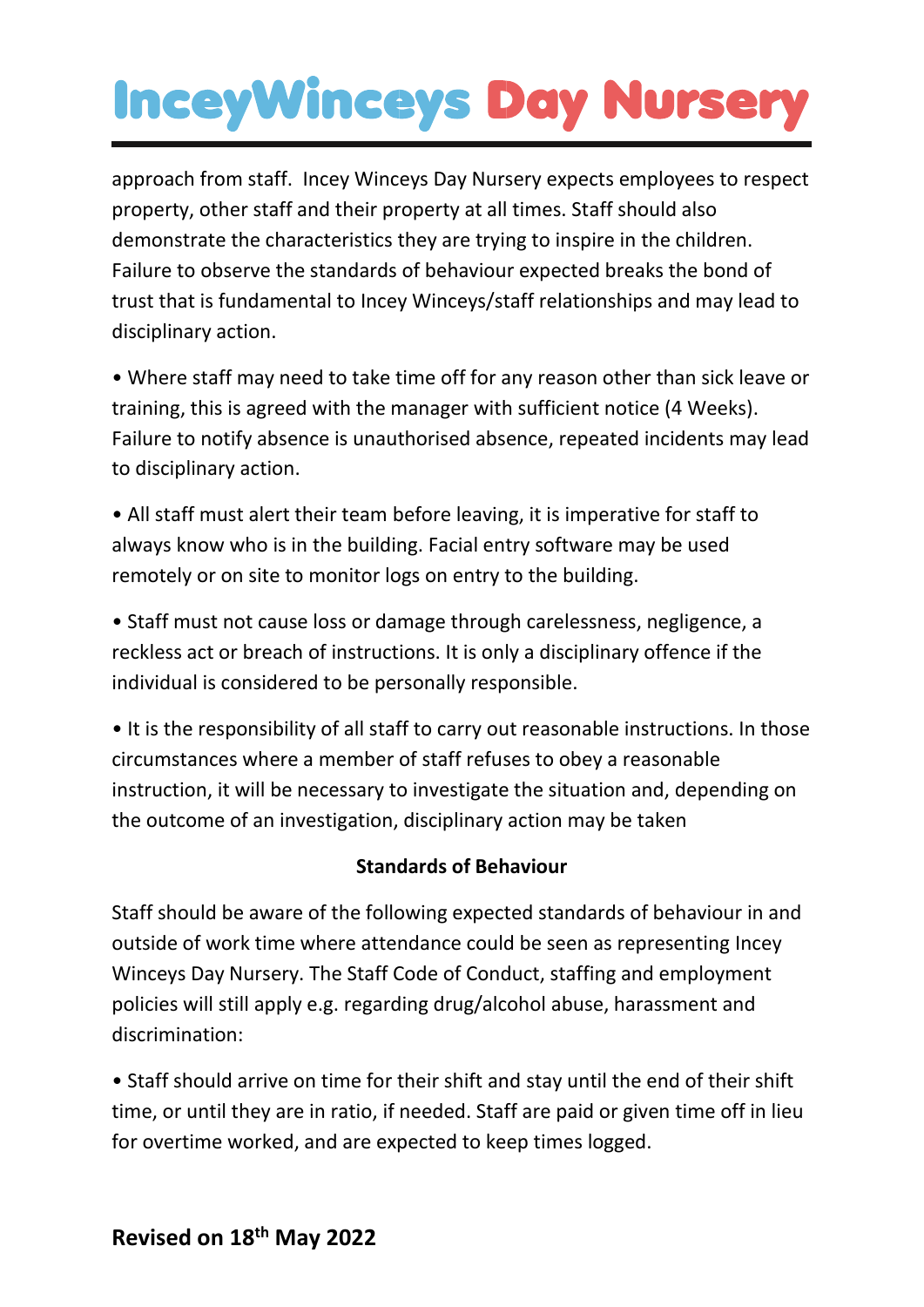approach from staff. Incey Winceys Day Nursery expects employees to respect property, other staff and their property at all times. Staff should also demonstrate the characteristics they are trying to inspire in the children. Failure to observe the standards of behaviour expected breaks the bond of trust that is fundamental to Incey Winceys/staff relationships and may lead to disciplinary action.

• Where staff may need to take time off for any reason other than sick leave or training, this is agreed with the manager with sufficient notice (4 Weeks). Failure to notify absence is unauthorised absence, repeated incidents may lead to disciplinary action.

• All staff must alert their team before leaving, it is imperative for staff to always know who is in the building. Facial entry software may be used remotely or on site to monitor logs on entry to the building.

• Staff must not cause loss or damage through carelessness, negligence, a reckless act or breach of instructions. It is only a disciplinary offence if the individual is considered to be personally responsible.

• It is the responsibility of all staff to carry out reasonable instructions. In those circumstances where a member of staff refuses to obey a reasonable instruction, it will be necessary to investigate the situation and, depending on the outcome of an investigation, disciplinary action may be taken

**Standards of Behaviour**

Staff should be aware of the following expected standards of behaviour in and outside of work time where attendance could be seen as representing Incey Winceys Day Nursery. The Staff Code of Conduct, staffing and employment policies will still apply e.g. regarding drug/alcohol abuse, harassment and discrimination:

• Staff should arrive on time for their shift and stay until the end of their shift time, or until they are in ratio, if needed. Staff are paid or given time off in lieu for overtime worked, and are expected to keep times logged.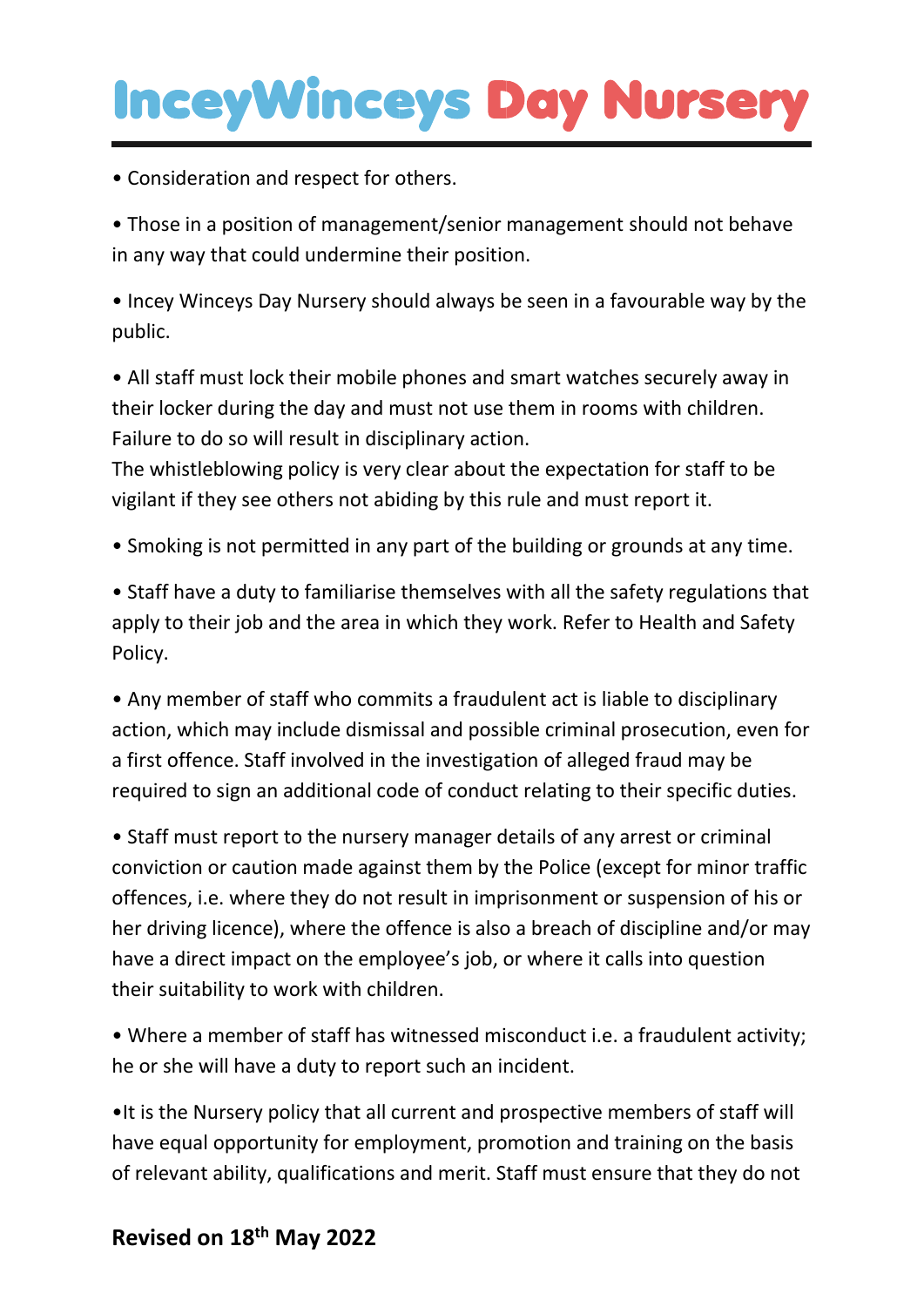- Consideration and respect for others.
- Those in a position of management/senior management should not behave in any way that could undermine their position.
- Incey Winceys Day Nursery should always be seen in a favourable way by the public.
- All staff must lock their mobile phones and smart watches securely away in their locker during the day and must not use them in rooms with children. Failure to do so will result in disciplinary action.
The whistleblowing policy is very clear about the expectation for staff to be vigilant if they see others not abiding by this rule and must report it.
- Smoking is not permitted in any part of the building or grounds at any time.
- Staff have a duty to familiarise themselves with all the safety regulations that apply to their job and the area in which they work. Refer to Health and Safety Policy.
- Any member of staff who commits a fraudulent act is liable to disciplinary action, which may include dismissal and possible criminal prosecution, even for a first offence. Staff involved in the investigation of alleged fraud may be required to sign an additional code of conduct relating to their specific duties.
- Staff must report to the nursery manager details of any arrest or criminal conviction or caution made against them by the Police (except for minor traffic offences, i.e. where they do not result in imprisonment or suspension of his or her driving licence), where the offence is also a breach of discipline and/or may have a direct impact on the employee's job, or where it calls into question their suitability to work with children.
- Where a member of staff has witnessed misconduct i.e. a fraudulent activity; he or she will have a duty to report such an incident.
- It is the Nursery policy that all current and prospective members of staff will have equal opportunity for employment, promotion and training on the basis of relevant ability, qualifications and merit. Staff must ensure that they do not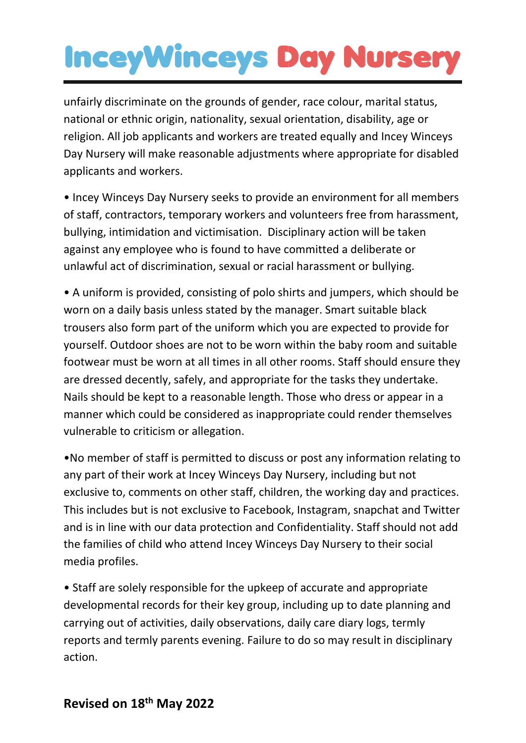unfairly discriminate on the grounds of gender, race colour, marital status, national or ethnic origin, nationality, sexual orientation, disability, age or religion. All job applicants and workers are treated equally and Incey Winceys Day Nursery will make reasonable adjustments where appropriate for disabled applicants and workers.

• Incey Winceys Day Nursery seeks to provide an environment for all members of staff, contractors, temporary workers and volunteers free from harassment, bullying, intimidation and victimisation. Disciplinary action will be taken against any employee who is found to have committed a deliberate or unlawful act of discrimination, sexual or racial harassment or bullying.

• A uniform is provided, consisting of polo shirts and jumpers, which should be worn on a daily basis unless stated by the manager. Smart suitable black trousers also form part of the uniform which you are expected to provide for yourself. Outdoor shoes are not to be worn within the baby room and suitable footwear must be worn at all times in all other rooms. Staff should ensure they are dressed decently, safely, and appropriate for the tasks they undertake. Nails should be kept to a reasonable length. Those who dress or appear in a manner which could be considered as inappropriate could render themselves vulnerable to criticism or allegation.

•No member of staff is permitted to discuss or post any information relating to any part of their work at Incey Winceys Day Nursery, including but not exclusive to, comments on other staff, children, the working day and practices. This includes but is not exclusive to Facebook, Instagram, snapchat and Twitter and is in line with our data protection and Confidentiality. Staff should not add the families of child who attend Incey Winceys Day Nursery to their social media profiles.

• Staff are solely responsible for the upkeep of accurate and appropriate developmental records for their key group, including up to date planning and carrying out of activities, daily observations, daily care diary logs, termly reports and termly parents evening. Failure to do so may result in disciplinary action.

**Revised on 18th May 2022**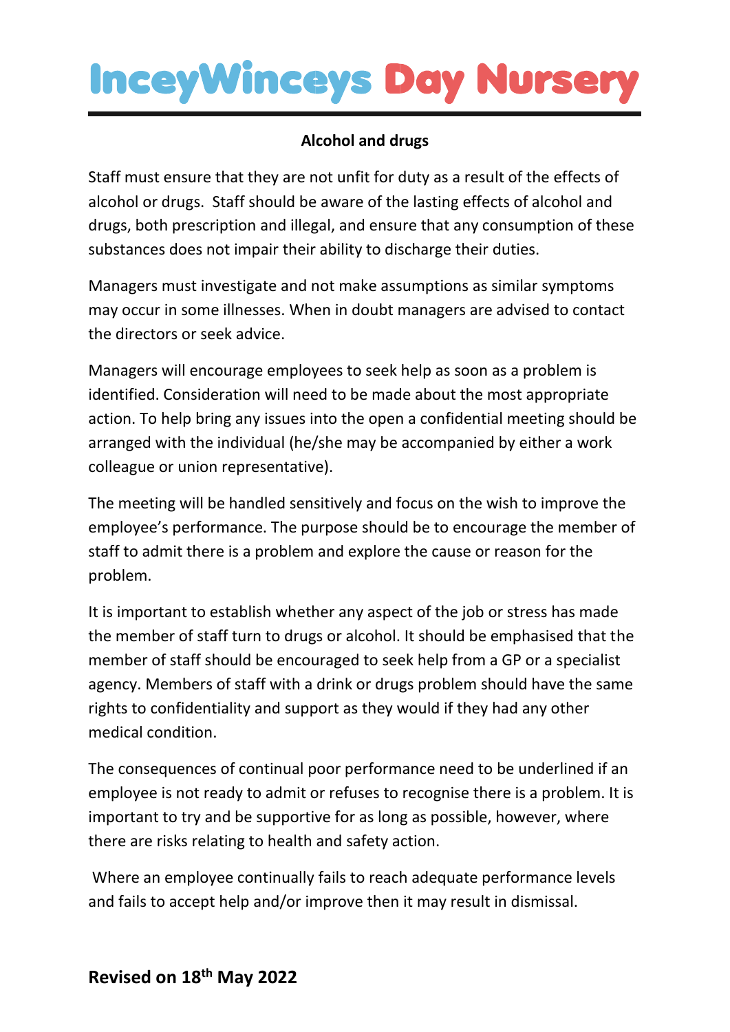# InceyWinceys Day Nursery

**Alcohol and drugs**

Staff must ensure that they are not unfit for duty as a result of the effects of alcohol or drugs. Staff should be aware of the lasting effects of alcohol and drugs, both prescription and illegal, and ensure that any consumption of these substances does not impair their ability to discharge their duties.

Managers must investigate and not make assumptions as similar symptoms may occur in some illnesses. When in doubt managers are advised to contact the directors or seek advice.

Managers will encourage employees to seek help as soon as a problem is identified. Consideration will need to be made about the most appropriate action. To help bring any issues into the open a confidential meeting should be arranged with the individual (he/she may be accompanied by either a work colleague or union representative).

The meeting will be handled sensitively and focus on the wish to improve the employee's performance. The purpose should be to encourage the member of staff to admit there is a problem and explore the cause or reason for the problem.

It is important to establish whether any aspect of the job or stress has made the member of staff turn to drugs or alcohol. It should be emphasised that the member of staff should be encouraged to seek help from a GP or a specialist agency. Members of staff with a drink or drugs problem should have the same rights to confidentiality and support as they would if they had any other medical condition.

The consequences of continual poor performance need to be underlined if an employee is not ready to admit or refuses to recognise there is a problem. It is important to try and be supportive for as long as possible, however, where there are risks relating to health and safety action.

Where an employee continually fails to reach adequate performance levels and fails to accept help and/or improve then it may result in dismissal.

**Revised on 18th May 2022**